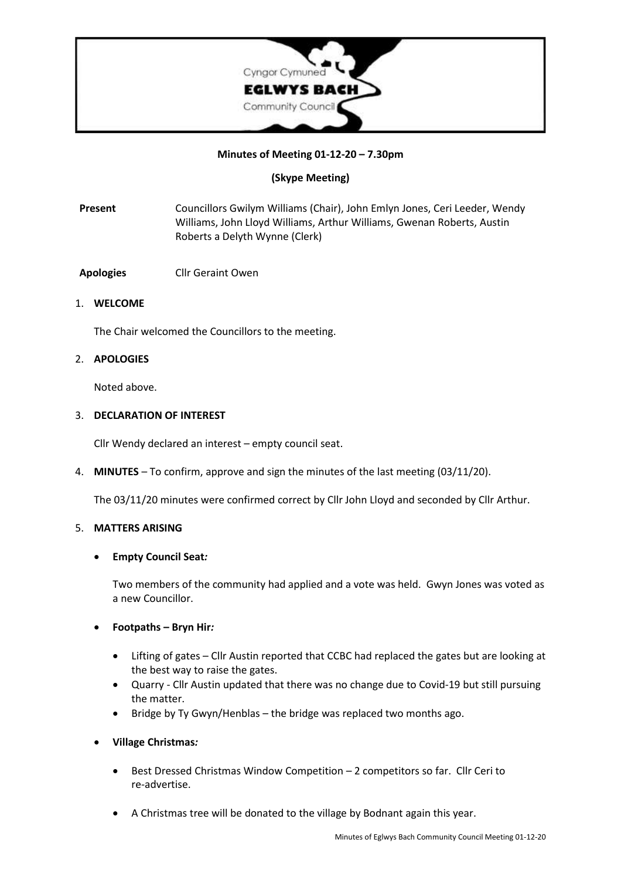Cyngor Cymuned
**EGLWYS BACH**
Community Council

**Minutes of Meeting 01-12-20 – 7.30pm**

**(Skype Meeting)**

**Present** Councillors Gwilym Williams (Chair), John Emlyn Jones, Ceri Leeder, Wendy Williams, John Lloyd Williams, Arthur Williams, Gwenan Roberts, Austin Roberts a Delyth Wynne (Clerk)

**Apologies** Cllr Geraint Owen

1. **WELCOME**

   The Chair welcomed the Councillors to the meeting.

2. **APOLOGIES**

   Noted above.

3. **DECLARATION OF INTEREST**

   Cllr Wendy declared an interest – empty council seat.

4. **MINUTES** – To confirm, approve and sign the minutes of the last meeting (03/11/20).

   The 03/11/20 minutes were confirmed correct by Cllr John Lloyd and seconded by Cllr Arthur.

5. **MATTERS ARISING**

   - **Empty Council Seat*:***

     Two members of the community had applied and a vote was held. Gwyn Jones was voted as a new Councillor.

   - **Footpaths – Bryn Hir*:***

     - Lifting of gates – Cllr Austin reported that CCBC had replaced the gates but are looking at the best way to raise the gates.
     - Quarry - Cllr Austin updated that there was no change due to Covid-19 but still pursuing the matter.
     - Bridge by Ty Gwyn/Henblas – the bridge was replaced two months ago.

   - **Village Christmas*:***

     - Best Dressed Christmas Window Competition – 2 competitors so far. Cllr Ceri to re-advertise.
     - A Christmas tree will be donated to the village by Bodnant again this year.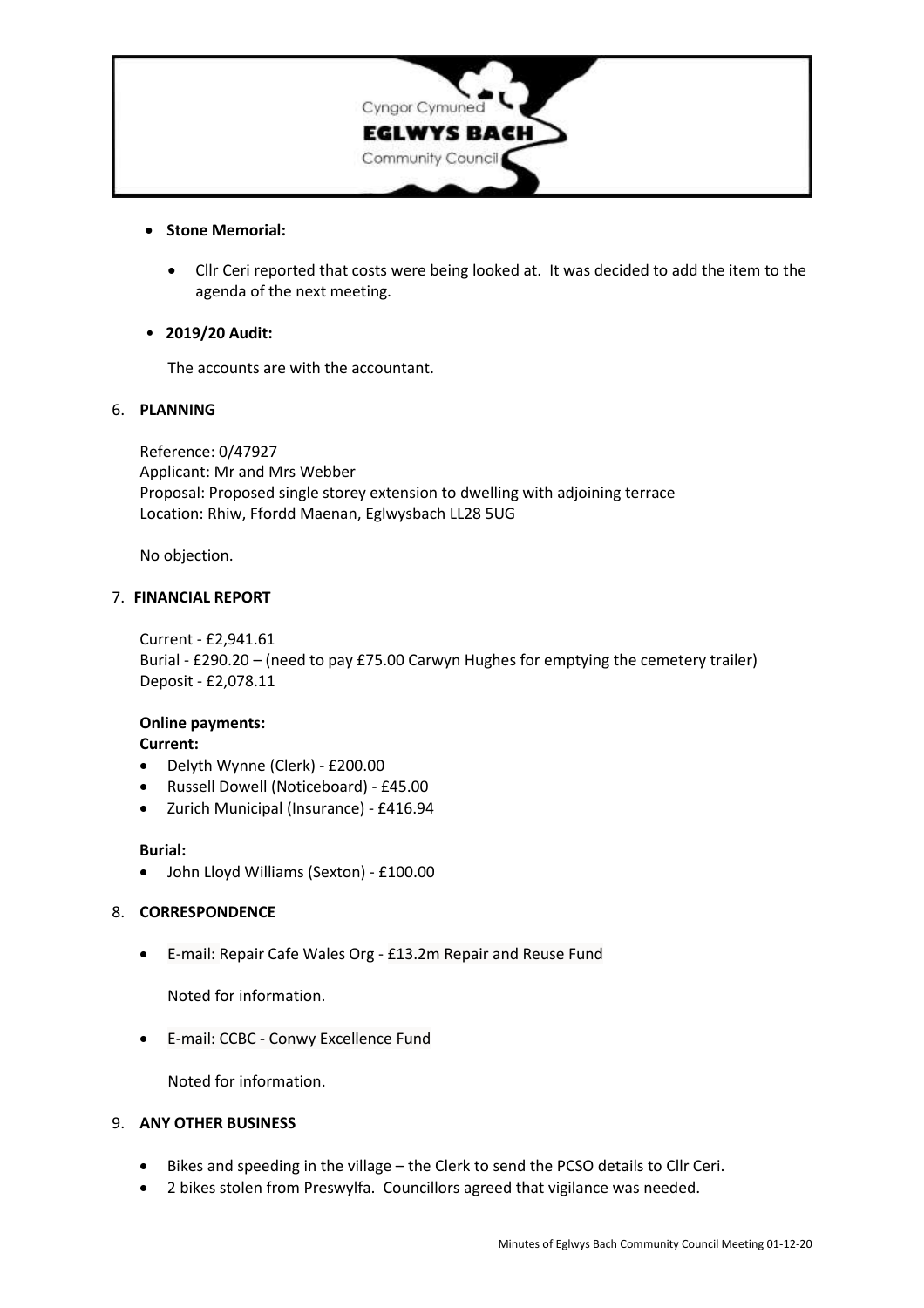- **Stone Memorial:**
    - Cllr Ceri reported that costs were being looked at. It was decided to add the item to the agenda of the next meeting.

- **2019/20 Audit:**

  The accounts are with the accountant.

6. **PLANNING**

   Reference: 0/47927
   Applicant: Mr and Mrs Webber
   Proposal: Proposed single storey extension to dwelling with adjoining terrace
   Location: Rhiw, Ffordd Maenan, Eglwysbach LL28 5UG

   No objection.

7. **FINANCIAL REPORT**

   Current - £2,941.61
   Burial - £290.20 – (need to pay £75.00 Carwyn Hughes for emptying the cemetery trailer)
   Deposit - £2,078.11

   **Online payments:**
   **Current:**
   - Delyth Wynne (Clerk) - £200.00
   - Russell Dowell (Noticeboard) - £45.00
   - Zurich Municipal (Insurance) - £416.94

   **Burial:**
   - John Lloyd Williams (Sexton) - £100.00

8. **CORRESPONDENCE**

   - E-mail: Repair Cafe Wales Org - £13.2m Repair and Reuse Fund

     Noted for information.

   - E-mail: CCBC - Conwy Excellence Fund

     Noted for information.

9. **ANY OTHER BUSINESS**

   - Bikes and speeding in the village – the Clerk to send the PCSO details to Cllr Ceri.
   - 2 bikes stolen from Preswylfa. Councillors agreed that vigilance was needed.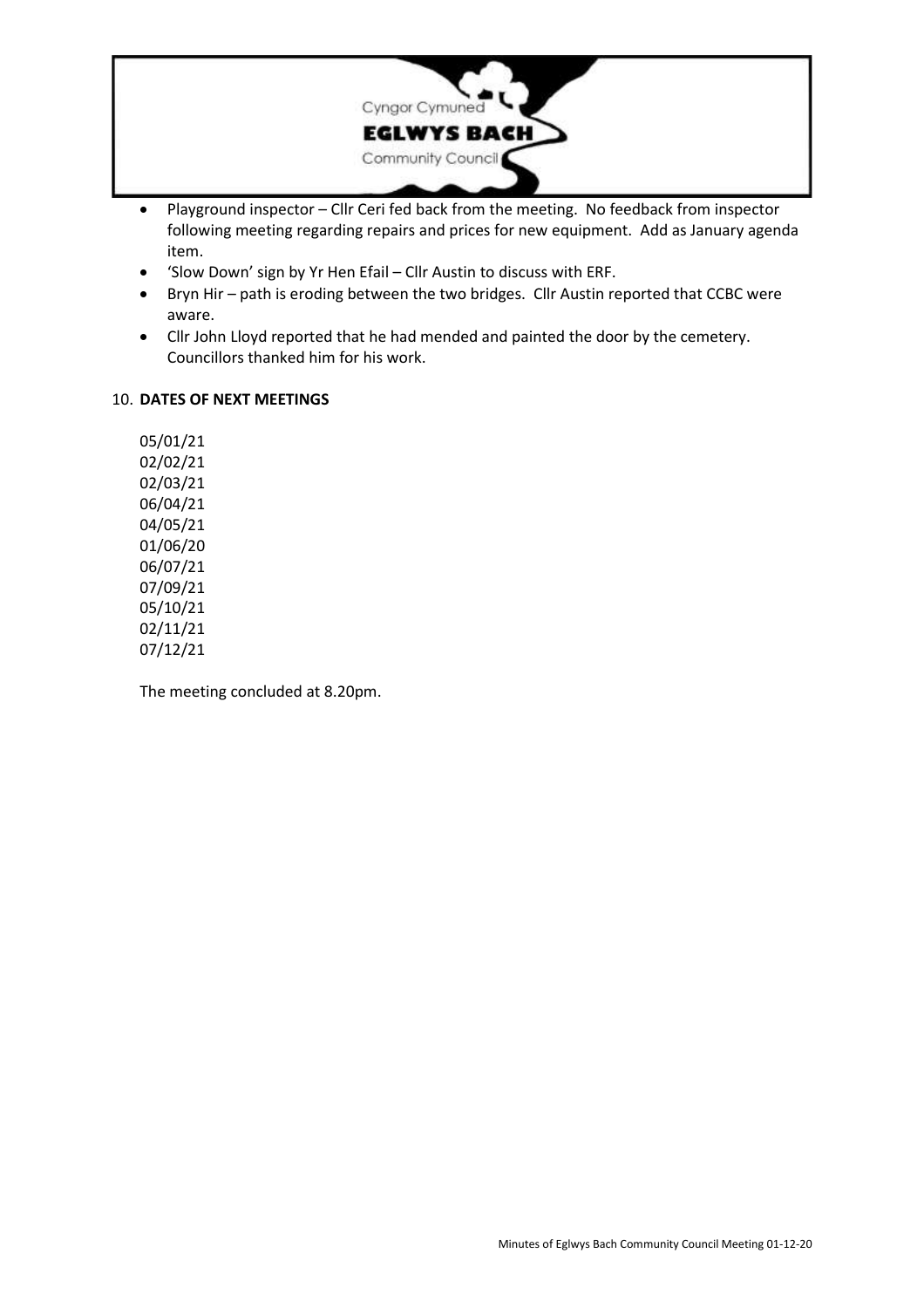- Playground inspector – Cllr Ceri fed back from the meeting. No feedback from inspector following meeting regarding repairs and prices for new equipment. Add as January agenda item.
- 'Slow Down' sign by Yr Hen Efail – Cllr Austin to discuss with ERF.
- Bryn Hir – path is eroding between the two bridges. Cllr Austin reported that CCBC were aware.
- Cllr John Lloyd reported that he had mended and painted the door by the cemetery. Councillors thanked him for his work.

10. **DATES OF NEXT MEETINGS**

05/01/21
02/02/21
02/03/21
06/04/21
04/05/21
01/06/20
06/07/21
07/09/21
05/10/21
02/11/21
07/12/21

The meeting concluded at 8.20pm.